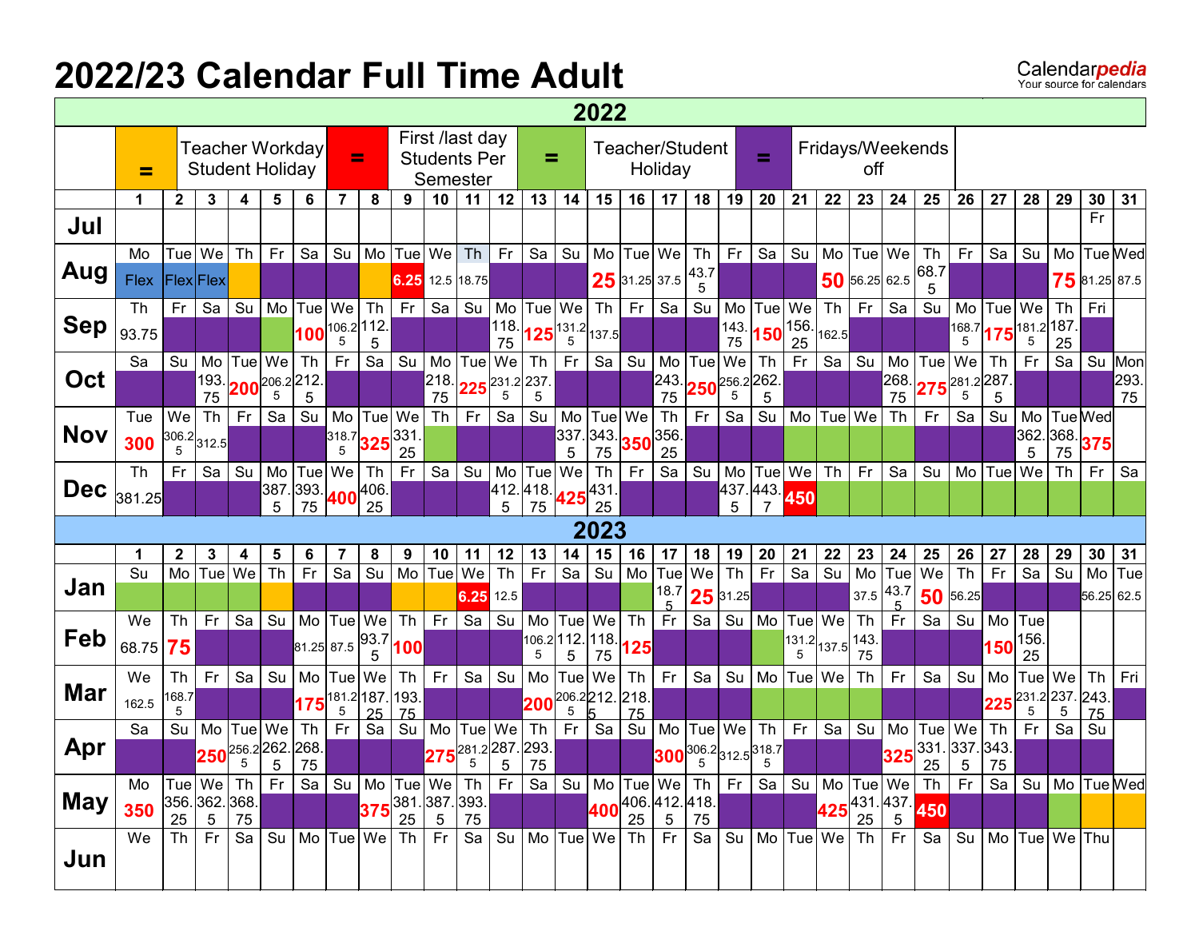# 2022/23 Calendar Full Time Adult

Calendarpedia
Your source for calendars

## 2022

| Legend | |
|---|---|
| (orange) = | Teacher Workday Student Holiday |
| (red) = | First /last day Students Per Semester |
| (green) = | Teacher/Student Holiday |
| (purple) = | Fridays/Weekends off |

| | 1 | 2 | 3 | 4 | 5 | 6 | 7 | 8 | 9 | 10 | 11 | 12 | 13 | 14 | 15 | 16 | 17 | 18 | 19 | 20 | 21 | 22 | 23 | 24 | 25 | 26 | 27 | 28 | 29 | 30 | 31 |
|---|---|---|---|---|---|---|---|---|---|---|---|---|---|---|---|---|---|---|---|---|---|---|---|---|---|---|---|---|---|---|---|
| Jul | | | | | | | | | | | | | | | | | | | | | | | | | | | | | | Fr | |
| Aug | Mo Flex | Tue Flex | We Flex | Th | Fr | Sa | Su | Mo | Tue 6.25 | We 12.5 | Th 18.75 | Fr | Sa | Su | Mo 25 | Tue 31.25 | We 37.5 | Th 43.75 | Fr | Sa | Su | Mo 50 | Tue 56.25 | We 62.5 | Th 68.75 | Fr | Sa | Su | Mo 75 | Tue 81.25 | Wed 87.5 |
| Sep | Th 93.75 | Fr | Sa | Su | Mo | Tue 100 | We 106.25 | Th 112.5 | Fr | Sa | Su | Mo 118.75 | Tue 125 | We 131.25 | Th 137.5 | Fr | Sa | Su | Mo 143.75 | Tue 150 | We 156.25 | Th 162.5 | Fr | Sa | Su | Mo 168.75 | Tue 175 | We 181.25 | Th 187.25 | Fri | |
| Oct | Sa | Su | Mo 193.75 | Tue 200 | We 206.25 | Th 212.5 | Fr | Sa | Su | Mo 218.75 | Tue 225 | We 231.25 | Th 237.5 | Fr | Sa | Su | Mo 243.75 | Tue 250 | We 256.25 | Th 262.5 | Fr | Sa | Su | Mo 268.75 | Tue 275 | We 281.25 | Th 287.5 | Fr | Sa | Su | Mon 293.75 |
| Nov | Tue 300 | We 306.25 | Th 312.5 | Fr | Sa | Su | Mo 318.75 | Tue 325 | We 331.25 | Th | Fr | Sa | Su | Mo 337.5 | Tue 343.75 | We 350 | Th 356.25 | Fr | Sa | Su | Mo | Tue | We | Th | Fr | Sa | Su | Mo 362.5 | Tue 368.75 | Wed 375 | |
| Dec | Th 381.25 | Fr | Sa | Su | Mo 387.5 | Tue 393.75 | We 400 | Th 406.25 | Fr | Sa | Su | Mo 412.5 | Tue 418.75 | We 425 | Th 431.25 | Fr | Sa | Su | Mo 437.5 | Tue 443.7 | We 450 | Th | Fr | Sa | Su | Mo | Tue | We | Th | Fr | Sa |

## 2023

| | 1 | 2 | 3 | 4 | 5 | 6 | 7 | 8 | 9 | 10 | 11 | 12 | 13 | 14 | 15 | 16 | 17 | 18 | 19 | 20 | 21 | 22 | 23 | 24 | 25 | 26 | 27 | 28 | 29 | 30 | 31 |
|---|---|---|---|---|---|---|---|---|---|---|---|---|---|---|---|---|---|---|---|---|---|---|---|---|---|---|---|---|---|---|---|
| Jan | Su | Mo | Tue | We | Th | Fr | Sa | Su | Mo | Tue | We 6.25 | Th 12.5 | Fr | Sa | Su | Mo | Tue 18.75 | We 25 | Th 31.25 | Fr | Sa | Su | Mo 37.5 | Tue 43.75 | We 50 | Th 56.25 | Fr | Sa | Su | Mo 56.25 | Tue 62.5 |
| Feb | We 68.75 | Th 75 | Fr | Sa | Su | Mo 81.25 | Tue 87.5 | We 93.75 | Th 100 | Fr | Sa | Su | Mo 106.25 | Tue 112.5 | We 118.75 | Th 125 | Fr | Sa | Su | Mo | Tue 131.25 | We 137.5 | Th 143.75 | Fr | Sa | Su | Mo 150 | Tue 156.25 | | | |
| Mar | We 162.5 | Th 168.75 | Fr | Sa | Su | Mo 175 | Tue 181.25 | We 187.25 | Th 193.75 | Fr | Sa | Su | Mo 200 | Tue 206.25 | We 212.5 | Th 218.75 | Fr | Sa | Su | Mo | Tue | We | Th | Fr | Sa | Su | Mo 225 | Tue 231.25 | We 237.5 | Th 243.75 | Fri |
| Apr | Sa | Su | Mo 250 | Tue 256.25 | We 262.5 | Th 268.75 | Fr | Sa | Su | Mo 275 | Tue 281.25 | We 287.5 | Th 293.75 | Fr | Sa | Su | Mo 300 | Tue 306.25 | We 312.5 | Th 318.75 | Fr | Sa | Su | Mo 325 | Tue 331.25 | We 337.5 | Th 343.75 | Fr | Sa | Su | |
| May | Mo 350 | Tue 356.25 | We 362.5 | Th 368.75 | Fr | Sa | Su | Mo 375 | Tue 381.25 | We 387.5 | Th 393.75 | Fr | Sa | Su | Mo 400 | Tue 406.25 | We 412.5 | Th 418.75 | Fr | Sa | Su | Mo 425 | Tue 431.25 | We 437.5 | Th 450 | Fr | Sa | Su | Mo | Tue | Wed |
| Jun | We | Th | Fr | Sa | Su | Mo | Tue | We | Th | Fr | Sa | Su | Mo | Tue | We | Th | Fr | Sa | Su | Mo | Tue | We | Th | Fr | Sa | Su | Mo | Tue | We | Thu | |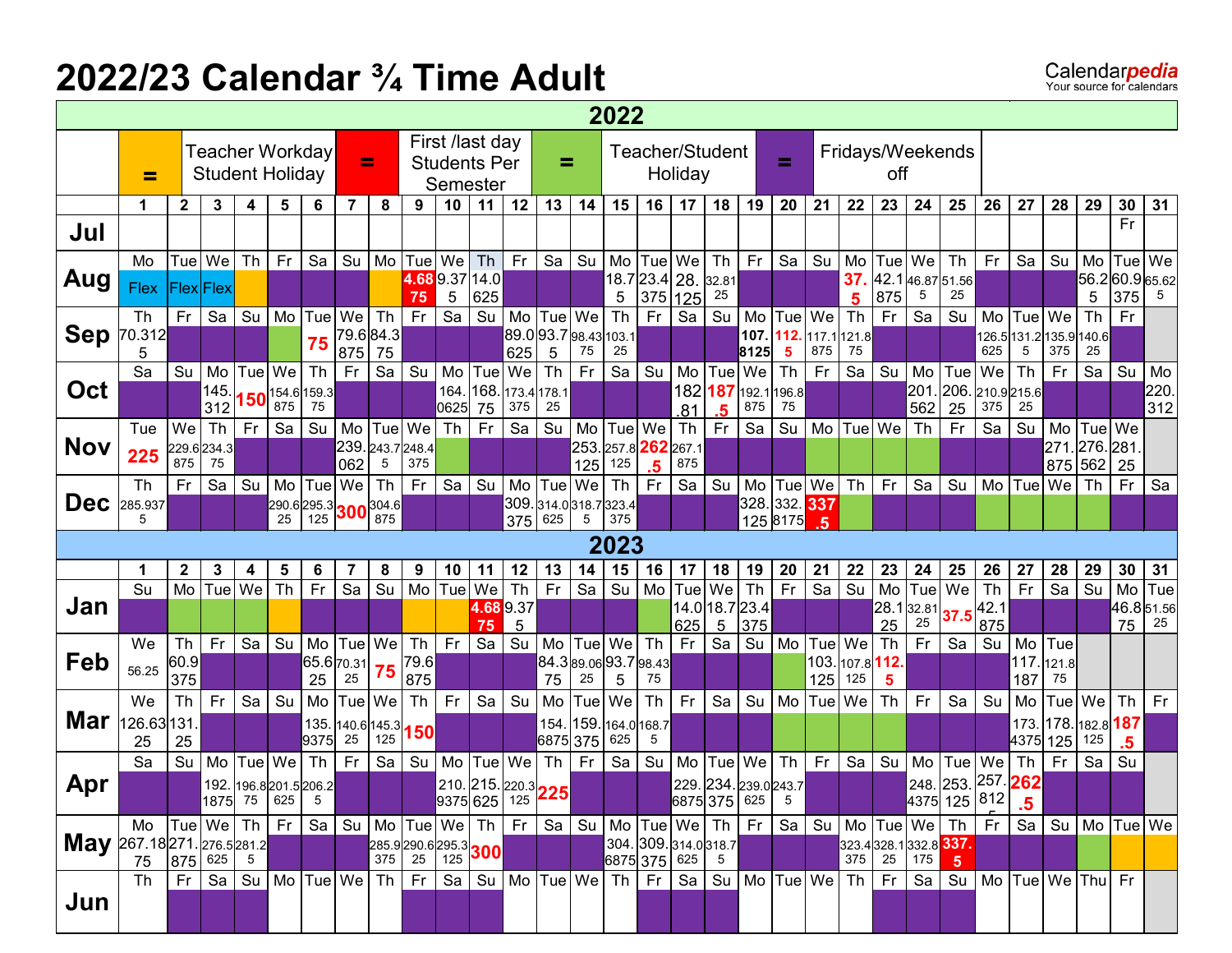# 2022/23 Calendar ¾ Time Adult

Calendarpedia
Your source for calendars

## 2022

| Color | Meaning |
|---|---|
| = (orange) | Teacher Workday Student Holiday |
| = (red) | First /last day Students Per Semester |
| = (green) | Teacher/Student Holiday |
| = (purple) | Fridays/Weekends off |

| | 1 | 2 | 3 | 4 | 5 | 6 | 7 | 8 | 9 | 10 | 11 | 12 | 13 | 14 | 15 | 16 | 17 | 18 | 19 | 20 | 21 | 22 | 23 | 24 | 25 | 26 | 27 | 28 | 29 | 30 | 31 |
|---|---|---|---|---|---|---|---|---|---|---|---|---|---|---|---|---|---|---|---|---|---|---|---|---|---|---|---|---|---|---|---|
| Jul | | | | | | | | | | | | | | | | | | | | | | | | | | | | | | Fr | |
| Aug | Mo Flex | Tue Flex | We Flex | Th | Fr | Sa | Su | Mo | Tue 4.6875 | We 9.375 | Th 14.0625 | Fr | Sa | Su | Mo 18.75 | Tue 23.4375 | We 28.125 | Th 32.8125 | Fr | Sa | Su | Mo 37.5 | Tue 42.1875 | We 46.875 | Th 51.5625 | Fr | Sa | Su | Mo 56.25 | Tue 60.9375 | We 65.625 |
| Sep | Th 70.3125 | Fr | Sa | Su | Mo | Tue 75 | We 79.6875 | Th 84.375 | Fr | Sa | Su | Mo 89.0625 | Tue 93.75 | We 98.4375 | Th 103.125 | Fr | Sa | Su | Mo 107.8125 | Tue 112.5 | We 117.1875 | Th 121.875 | Fr | Sa | Su | Mo 126.5625 | Tue 131.25 | We 135.9375 | Th 140.625 | Fr | |
| Oct | Sa | Su | Mo 145.3125 | Tue 150 | We 154.6875 | Th 159.375 | Fr | Sa | Su | Mo 164.0625 | Tue 168.75 | We 173.4375 | Th 178.125 | Fr | Sa | Su | Mo 182.81 | Tue 187.5 | We 192.1875 | Th 196.875 | Fr | Sa | Su | Mo 201.5625 | Tue 206.25 | We 210.9375 | Th 215.625 | Fr | Sa | Su | Mo 220.3125 |
| Nov | Tue 225 | We 229.6875 | Th 234.375 | Fr | Sa | Su | Mo 239.0625 | Tue 243.75 | We 248.4375 | Th | Fr | Sa | Su | Mo 253.125 | Tue 257.8125 | We 262.5 | Th 267.1875 | Fr | Sa | Su | Mo | Tue | We | Th | Fr | Sa | Su | Mo 271.875 | Tue 276.5625 | We 281.25 | |
| Dec | Th 285.9375 | Fr | Sa | Su | Mo 290.625 | Tue 295.3125 | We 300 | Th 304.6875 | Fr | Sa | Su | Mo 309.375 | Tue 314.0625 | We 318.75 | Th 323.4375 | Fr | Sa | Su | Mo 328.125 | Tue 332.8175 | We 337.5 | Th | Fr | Sa | Su | Mo | Tue | We | Th | Fr | Sa |

## 2023

| | 1 | 2 | 3 | 4 | 5 | 6 | 7 | 8 | 9 | 10 | 11 | 12 | 13 | 14 | 15 | 16 | 17 | 18 | 19 | 20 | 21 | 22 | 23 | 24 | 25 | 26 | 27 | 28 | 29 | 30 | 31 |
|---|---|---|---|---|---|---|---|---|---|---|---|---|---|---|---|---|---|---|---|---|---|---|---|---|---|---|---|---|---|---|---|
| Jan | Su | Mo | Tue | We | Th | Fr | Sa | Su | Mo | Tue | We 4.6875 | Th 9.375 | Fr | Sa | Su | Mo | Tue 14.0625 | We 18.75 | Th 23.4375 | Fr | Sa | Su | Mo 28.125 | Tue 32.8125 | We 37.5 | Th 42.1875 | Fr | Sa | Su | Mo 46.875 | Tue 51.5625 |
| Feb | We 56.25 | Th 60.9375 | Fr | Sa | Su | Mo 65.625 | Tue 70.3125 | We 75 | Th 79.6875 | Fr | Sa | Su | Mo 84.375 | Tue 89.0625 | We 93.75 | Th 98.4375 | Fr | Sa | Su | Mo | Tue 103.125 | We 107.8125 | Th 112.5 | Fr | Sa | Su | Mo 117.187 | Tue 121.875 | | | |
| Mar | We 126.6325 | Th 131.25 | Fr | Sa | Su | Mo 135.9375 | Tue 140.625 | We 145.3125 | Th 150 | Fr | Sa | Su | Mo 154.6875 | Tue 159.375 | We 164.0625 | Th 168.75 | Fr | Sa | Su | Mo | Tue | We | Th | Fr | Sa | Su | Mo 173.4375 | Tue 178.125 | We 182.8125 | Th 187.5 | Fr |
| Apr | Sa | Su | Mo 192.1875 | Tue 196.875 | We 201.5625 | Th 206.25 | Fr | Sa | Su | Mo 210.9375 | Tue 215.625 | We 220.3125 | Th 225 | Fr | Sa | Su | Mo 229.6875 | Tue 234.375 | We 239.0625 | Th 243.75 | Fr | Sa | Su | Mo 248.4375 | Tue 253.125 | We 257.8125 | Th 262.5 | Fr | Sa | Su | |
| May | Mo 267.1875 | Tue 271.875 | We 276.5625 | Th 281.25 | Fr | Sa | Su | Mo 285.9375 | Tue 290.625 | We 295.3125 | Th 300 | Fr | Sa | Su | Mo 304.6875 | Tue 309.375 | We 314.0625 | Th 318.75 | Fr | Sa | Su | Mo 323.4375 | Tue 328.125 | We 332.8175 | Th 337.5 | Fr | Sa | Su | Mo | Tue | We |
| Jun | Th | Fr | Sa | Su | Mo | Tue | We | Th | Fr | Sa | Su | Mo | Tue | We | Th | Fr | Sa | Su | Mo | Tue | We | Th | Fr | Sa | Su | Mo | Tue | We | Thu | Fr | |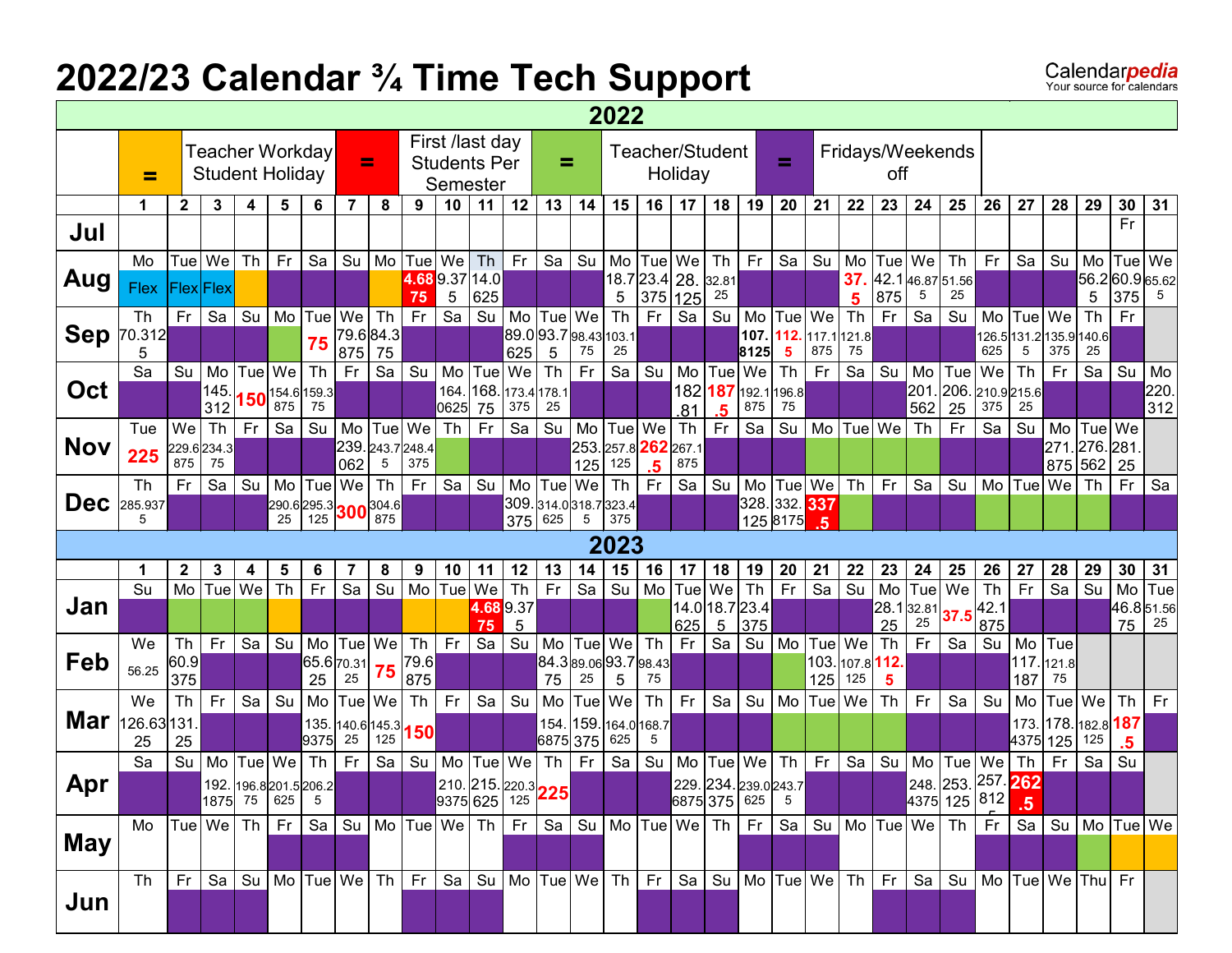# 2022/23 Calendar ¾ Time Tech Support

## 2022

| Color | Meaning |
|---|---|
| = (orange) | Teacher Workday Student Holiday |
| = (red) | First /last day Students Per Semester |
| = (green) | Teacher/Student Holiday |
| = (purple) | Fridays/Weekends off |

| | 1 | 2 | 3 | 4 | 5 | 6 | 7 | 8 | 9 | 10 | 11 | 12 | 13 | 14 | 15 | 16 | 17 | 18 | 19 | 20 | 21 | 22 | 23 | 24 | 25 | 26 | 27 | 28 | 29 | 30 | 31 |
|---|---|---|---|---|---|---|---|---|---|---|---|---|---|---|---|---|---|---|---|---|---|---|---|---|---|---|---|---|---|---|---|
| Jul | | | | | | | | | | | | | | | | | | | | | | | | | | | | | | Fr | |
| Aug | Mo Flex | Tue Flex | We Flex | Th | Fr | Sa | Su | Mo | Tue 4.6875 | We 9.375 | Th 14.0625 | Fr | Sa | Su | Mo 18.75 | Tue 23.4375 | We 28.125 | Th 32.8125 | Fr | Sa | Su | Mo 37.5 | Tue 42.1875 | We 46.875 | Th 51.5625 | Fr | Sa | Su | Mo 56.25 | Tue 60.9375 | We 65.625 |
| Sep | Th 70.3125 | Fr | Sa | Su | Mo | Tue 75 | We 79.6875 | Th 84.375 | Fr | Sa | Su | Mo 89.0625 | Tue 93.75 | We 98.4375 | Th 103.125 | Fr | Sa | Su | Mo 107.8125 | Tue 112.5 | We 117.1875 | Th 121.875 | Fr | Sa | Su | Mo 126.5625 | Tue 131.25 | We 135.9375 | Th 140.625 | Fr | |
| Oct | Sa | Su | Mo 145.312 | Tue 150 | We 154.6875 | Th 159.375 | Fr | Sa | Su | Mo 164.0625 | Tue 168.75 | We 173.4375 | Th 178.125 | Fr | Sa | Su | Mo 182.81 | Tue 187.5 | We 192.1875 | Th 196.875 | Fr | Sa | Su | Mo 201.562 | Tue 206.25 | We 210.9375 | Th 215.625 | Fr | Sa | Su | Mo 220.312 |
| Nov | Tue 225 | We 229.6875 | Th 234.375 | Fr | Sa | Su | Mo 239.062 | Tue 243.75 | We 248.4375 | Th | Fr | Sa | Su | Mo 253.125 | Tue 257.8125 | We 262.5 | Th 267.1875 | Fr | Sa | Su | Mo | Tue | We | Th | Fr | Sa | Su | Mo 271.875 | Tue 276.562 | We 281.25 | |
| Dec | Th 285.9375 | Fr | Sa | Su | Mo 290.625 | Tue 295.3125 | We 300 | Th 304.6875 | Fr | Sa | Su | Mo 309.375 | Tue 314.0625 | We 318.75 | Th 323.4375 | Fr | Sa | Su | Mo 328.125 | Tue 332.8175 | We 337.5 | Th | Fr | Sa | Su | Mo | Tue | We | Th | Fr | Sa |

## 2023

| | 1 | 2 | 3 | 4 | 5 | 6 | 7 | 8 | 9 | 10 | 11 | 12 | 13 | 14 | 15 | 16 | 17 | 18 | 19 | 20 | 21 | 22 | 23 | 24 | 25 | 26 | 27 | 28 | 29 | 30 | 31 |
|---|---|---|---|---|---|---|---|---|---|---|---|---|---|---|---|---|---|---|---|---|---|---|---|---|---|---|---|---|---|---|---|
| Jan | Su | Mo | Tue | We | Th | Fr | Sa | Su | Mo | Tue | We 4.6875 | Th 9.375 | Fr | Sa | Su | Mo | Tue 14.0625 | We 18.75 | Th 23.4375 | Fr | Sa | Su | Mo 28.125 | Tue 32.8125 | We 37.5 | Th 42.1875 | Fr | Sa | Su | Mo 46.875 | Tue 51.5625 |
| Feb | We 56.25 | Th 60.9375 | Fr | Sa | Su | Mo 65.625 | Tue 70.3125 | We 75 | Th 79.6875 | Fr | Sa | Su | Mo 84.375 | Tue 89.0625 | We 93.75 | Th 98.4375 | Fr | Sa | Su | Mo | Tue 103.125 | We 107.8125 | Th 112.5 | Fr | Sa | Su | Mo 117.187 | Tue 121.875 | | | |
| Mar | We 126.6325 | Th 131.25 | Fr | Sa | Su | Mo 135.9375 | Tue 140.625 | We 145.3125 | Th 150 | Fr | Sa | Su | Mo 154.6875 | Tue 159.375 | We 164.0625 | Th 168.75 | Fr | Sa | Su | Mo | Tue | We | Th | Fr | Sa | Su | Mo 173.4375 | Tue 178.125 | We 182.8125 | Th 187.5 | Fr |
| Apr | Sa | Su | Mo 192.1875 | Tue 196.875 | We 201.5625 | Th 206.25 | Fr | Sa | Su | Mo 210.9375 | Tue 215.625 | We 220.3125 | Th 225 | Fr | Sa | Su | Mo 229.6875 | Tue 234.375 | We 239.0625 | Th 243.75 | Fr | Sa | Su | Mo 248.4375 | Tue 253.125 | We 257.8125 | Th 262.5 | Fr | Sa | Su | |
| May | Mo | Tue | We | Th | Fr | Sa | Su | Mo | Tue | We | Th | Fr | Sa | Su | Mo | Tue | We | Th | Fr | Sa | Su | Mo | Tue | We | Th | Fr | Sa | Su | Mo | Tue | We |
| Jun | Th | Fr | Sa | Su | Mo | Tue | We | Th | Fr | Sa | Su | Mo | Tue | We | Th | Fr | Sa | Su | Mo | Tue | We | Th | Fr | Sa | Su | Mo | Tue | We | Thu | Fr | |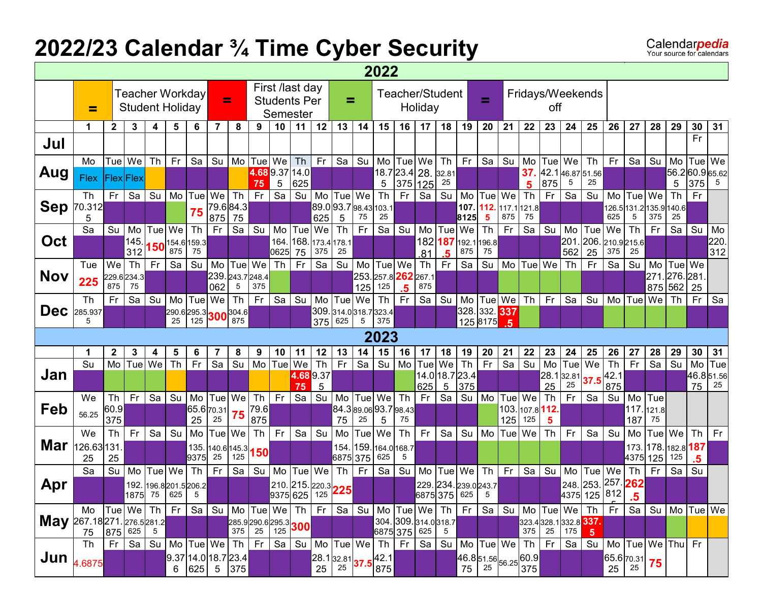# 2022/23 Calendar ¾ Time Cyber Security

| Color | Meaning |
|---|---|
| Orange | Teacher Workday Student Holiday |
| Red | First /last day Students Per Semester |
| Green | Teacher/Student Holiday |
| Purple | Fridays/Weekends off |

## 2022

| | 1 | 2 | 3 | 4 | 5 | 6 | 7 | 8 | 9 | 10 | 11 | 12 | 13 | 14 | 15 | 16 | 17 | 18 | 19 | 20 | 21 | 22 | 23 | 24 | 25 | 26 | 27 | 28 | 29 | 30 | 31 |
|---|---|---|---|---|---|---|---|---|---|---|---|---|---|---|---|---|---|---|---|---|---|---|---|---|---|---|---|---|---|---|---|
| Jul | | | | | | | | | | | | | | | | | | | | | | | | | | | | | | Fr | |
| Aug | Mo Flex | Tue Flex | We Flex | Th | Fr | Sa | Su | Mo | Tue 4.6875 | We 9.375 | Th 14.0625 | Fr | Sa | Su | Mo 18.75 | Tue 23.4375 | We 28.125 | Th 32.8125 | Fr | Sa | Su | Mo 37.5 | Tue 42.1875 | We 46.875 | Th 51.5625 | Fr | Sa | Su | Mo 56.25 | Tue 60.9375 | We 65.625 |
| Sep | Th 70.3125 | Fr | Sa | Su | Mo | Tue 75 | We 79.6875 | Th 84.375 | Fr | Sa | Su | Mo 89.0625 | Tue 93.75 | We 98.4375 | Th 103.125 | Fr | Sa | Su | Mo 107.8125 | Tue 112.5 | We 117.1875 | Th 121.875 | Fr | Sa | Su | Mo 126.5625 | Tue 131.25 | We 135.9375 | Th 140.625 | Fr | |
| Oct | Sa | Su | Mo 145.312 | Tue 150 | We 154.6875 | Th 159.375 | Fr | Sa | Su | Mo 164.0625 | Tue 168.75 | We 173.4375 | Th 178.125 | Fr | Sa | Su | Mo 182.81 | Tue 187.5 | We 192.1875 | Th 196.875 | Fr | Sa | Su | Mo 201.562 | Tue 206.25 | We 210.9375 | Th 215.625 | Fr | Sa | Su | Mo 220.312 |
| Nov | Tue 225 | We 229.6875 | Th 234.375 | Fr | Sa | Su | Mo 239.062 | Tue 243.75 | We 248.4375 | Th | Fr | Sa | Su | Mo 253.125 | Tue 257.8125 | We 262.5 | Th 267.1875 | Fr | Sa | Su | Mo | Tue | We | Th | Fr | Sa | Su | Mo 271.875 | Tue 276.562 | We 281.25 | |
| Dec | Th 285.9375 | Fr | Sa | Su | Mo 290.625 | Tue 295.3125 | We 300 | Th 304.6875 | Fr | Sa | Su | Mo 309.375 | Tue 314.0625 | We 318.75 | Th 323.4375 | Fr | Sa | Su | Mo 328.125 | Tue 332.8175 | We 337.5 | Th | Fr | Sa | Su | Mo | Tue | We | Th | Fr | Sa |

## 2023

| | 1 | 2 | 3 | 4 | 5 | 6 | 7 | 8 | 9 | 10 | 11 | 12 | 13 | 14 | 15 | 16 | 17 | 18 | 19 | 20 | 21 | 22 | 23 | 24 | 25 | 26 | 27 | 28 | 29 | 30 | 31 |
|---|---|---|---|---|---|---|---|---|---|---|---|---|---|---|---|---|---|---|---|---|---|---|---|---|---|---|---|---|---|---|---|
| Jan | Su | Mo | Tue | We | Th | Fr | Sa | Su | Mo | Tue | We 4.6875 | Th 9.375 | Fr | Sa | Su | Mo | Tue 14.0625 | We 18.75 | Th 23.4375 | Fr | Sa | Su | Mo 28.125 | Tue 32.8125 | We 37.5 | Th 42.1875 | Fr | Sa | Su | Mo 46.875 | Tue 51.5625 |
| Feb | We 56.25 | Th 60.9375 | Fr | Sa | Su | Mo 65.625 | Tue 70.3125 | We 75 | Th 79.6875 | Fr | Sa | Su | Mo 84.375 | Tue 89.0625 | We 93.75 | Th 98.4375 | Fr | Sa | Su | Mo | Tue 103.125 | We 107.8125 | Th 112.5 | Fr | Sa | Su | Mo 117.187 | Tue 121.875 | | | |
| Mar | We 126.6325 | Th 131.25 | Fr | Sa | Su | Mo 135.9375 | Tue 140.625 | We 145.3125 | Th 150 | Fr | Sa | Su | Mo 154.6875 | Tue 159.375 | We 164.0625 | Th 168.75 | Fr | Sa | Su | Mo | Tue | We | Th | Fr | Sa | Su | Mo 173.4375 | Tue 178.125 | We 182.8125 | Th 187.5 | Fr |
| Apr | Sa | Su | Mo 192.1875 | Tue 196.875 | We 201.5625 | Th 206.25 | Fr | Sa | Su | Mo 210.9375 | Tue 215.625 | We 220.3125 | Th 225 | Fr | Sa | Su | Mo 229.6875 | Tue 234.375 | We 239.0625 | Th 243.75 | Fr | Sa | Su | Mo 248.4375 | Tue 253.125 | We 257.8125 | Th 262.5 | Fr | Sa | Su | |
| May | Mo 267.1875 | Tue 271.875 | We 276.5625 | Th 281.25 | Fr | Sa | Su | Mo 285.9375 | Tue 290.625 | We 295.3125 | Th 300 | Fr | Sa | Su | Mo 304.6875 | Tue 309.375 | We 314.0625 | Th 318.75 | Fr | Sa | Su | Mo 323.4375 | Tue 328.125 | We 332.8175 | Th 337.5 | Fr | Sa | Su | Mo | Tue | We |
| Jun | Th 4.6875 | Fr | Sa | Su | Mo 9.376 | Tue 14.0625 | We 18.75 | Th 23.4375 | Fr | Sa | Su | Mo 28.125 | Tue 32.8125 | We 37.5 | Th 42.1875 | Fr | Sa | Su | Mo 46.875 | Tue 51.5625 | We 56.25 | Th 60.9375 | Fr | Sa | Su | Mo 65.625 | Tue 70.3125 | We 75 | Thu | Fr | |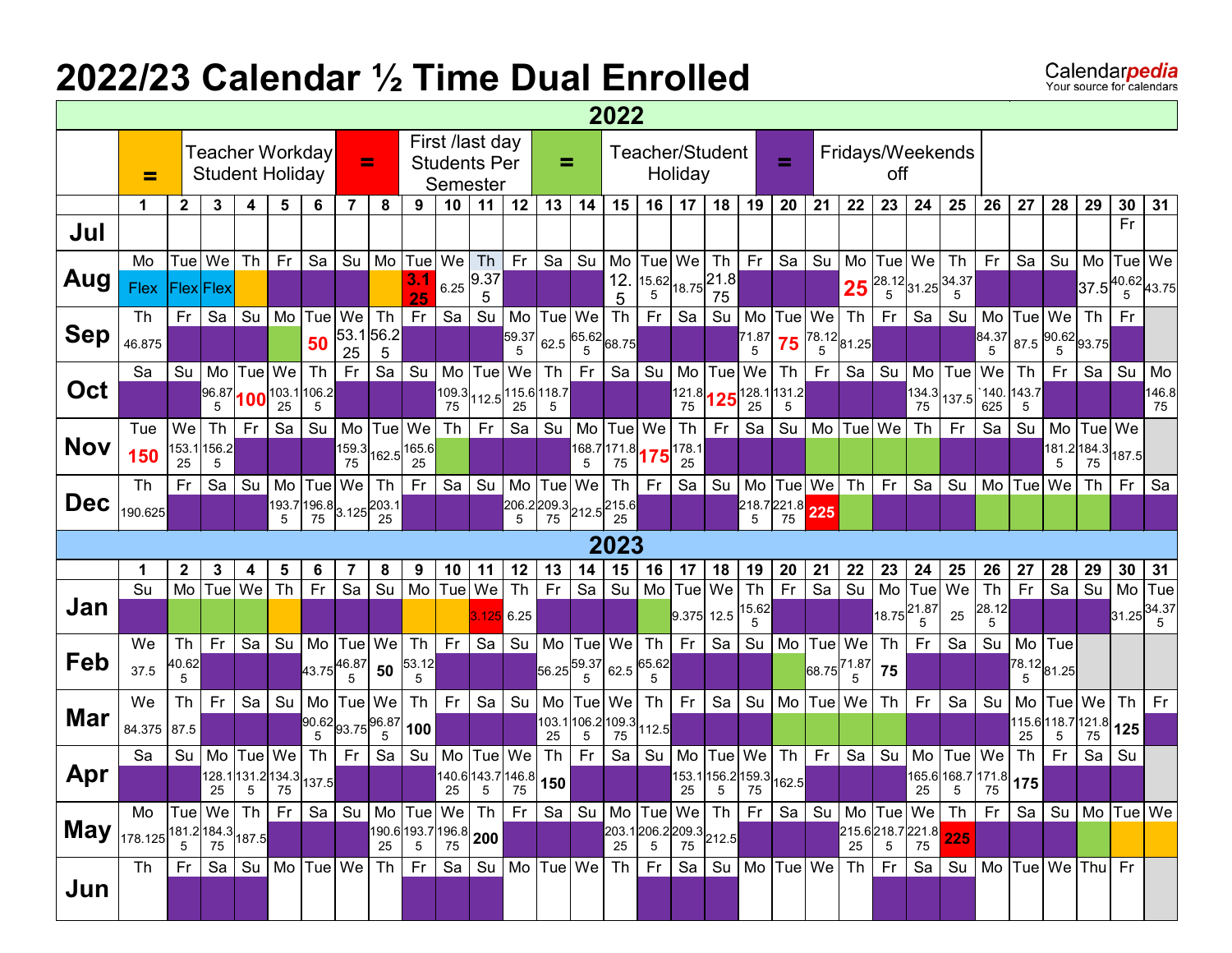# 2022/23 Calendar ½ Time Dual Enrolled

## 2022

| | | | | | | | |
|---|---|---|---|---|---|---|---|
| = | Teacher Workday Student Holiday | = | First /last day Students Per Semester | = | Teacher/Student Holiday | = | Fridays/Weekends off |

| | 1 | 2 | 3 | 4 | 5 | 6 | 7 | 8 | 9 | 10 | 11 | 12 | 13 | 14 | 15 | 16 | 17 | 18 | 19 | 20 | 21 | 22 | 23 | 24 | 25 | 26 | 27 | 28 | 29 | 30 | 31 |
|---|---|---|---|---|---|---|---|---|---|---|---|---|---|---|---|---|---|---|---|---|---|---|---|---|---|---|---|---|---|---|---|
| Jul | | | | | | | | | | | | | | | | | | | | | | | | | | | | | | Fr | |
| | | | | | | | | | | | | | | | | | | | | | | | | | | | | | | | |
| Aug | Mo | Tue | We | Th | Fr | Sa | Su | Mo | Tue | We | Th | Fr | Sa | Su | Mo | Tue | We | Th | Fr | Sa | Su | Mo | Tue | We | Th | Fr | Sa | Su | Mo | Tue | We |
| | Flex | Flex | Flex | | | | | | 3.125 | 6.25 | 9.375 | | | | 12.5 | 15.625 | 18.75 | 21.875 | | | | 25 | 28.125 | 31.25 | 34.375 | | | | 37.5 | 40.625 | 43.75 |
| Sep | Th | Fr | Sa | Su | Mo | Tue | We | Th | Fr | Sa | Su | Mo | Tue | We | Th | Fr | Sa | Su | Mo | Tue | We | Th | Fr | Sa | Su | Mo | Tue | We | Th | Fr | |
| | 46.875 | | | | | 50 | 53.125 | 56.25 | | | | 59.375 | 62.5 | 65.625 | 68.75 | | | | 71.875 | 75 | 78.125 | 81.25 | | | | 84.375 | 87.5 | 90.625 | 93.75 | | |
| Oct | Sa | Su | Mo | Tue | We | Th | Fr | Sa | Su | Mo | Tue | We | Th | Fr | Sa | Su | Mo | Tue | We | Th | Fr | Sa | Su | Mo | Tue | We | Th | Fr | Sa | Su | Mo |
| | | | 96.875 | 100 | 103.125 | 106.25 | | | | 109.375 | 112.5 | 115.625 | 118.75 | | | | 121.875 | 125 | 128.125 | 131.25 | | | | 134.375 | 137.5 | `140.625 | 143.75 | | | | 146.875 |
| Nov | Tue | We | Th | Fr | Sa | Su | Mo | Tue | We | Th | Fr | Sa | Su | Mo | Tue | We | Th | Fr | Sa | Su | Mo | Tue | We | Th | Fr | Sa | Su | Mo | Tue | We | |
| | 150 | 153.125 | 156.25 | | | | 159.375 | 162.5 | 165.625 | | | | | 168.75 | 171.875 | 175 | 178.125 | | | | | | | | | | | 181.25 | 184.375 | 187.5 | |
| Dec | Th | Fr | Sa | Su | Mo | Tue | We | Th | Fr | Sa | Su | Mo | Tue | We | Th | Fr | Sa | Su | Mo | Tue | We | Th | Fr | Sa | Su | Mo | Tue | We | Th | Fr | Sa |
| | 190.625 | | | | 193.75 | 196.875 | 3.125 | 203.125 | | | | 206.25 | 209.375 | 212.5 | 215.625 | | | | 218.75 | 221.875 | 225 | | | | | | | | | | |

## 2023

| | 1 | 2 | 3 | 4 | 5 | 6 | 7 | 8 | 9 | 10 | 11 | 12 | 13 | 14 | 15 | 16 | 17 | 18 | 19 | 20 | 21 | 22 | 23 | 24 | 25 | 26 | 27 | 28 | 29 | 30 | 31 |
|---|---|---|---|---|---|---|---|---|---|---|---|---|---|---|---|---|---|---|---|---|---|---|---|---|---|---|---|---|---|---|---|
| Jan | Su | Mo | Tue | We | Th | Fr | Sa | Su | Mo | Tue | We | Th | Fr | Sa | Su | Mo | Tue | We | Th | Fr | Sa | Su | Mo | Tue | We | Th | Fr | Sa | Su | Mo | Tue |
| | | | | | | | | | | | 3.125 | 6.25 | | | | | 9.375 | 12.5 | 15.625 | | | | 18.75 | 21.875 | 25 | 28.125 | | | | 31.25 | 34.375 |
| Feb | We | Th | Fr | Sa | Su | Mo | Tue | We | Th | Fr | Sa | Su | Mo | Tue | We | Th | Fr | Sa | Su | Mo | Tue | We | Th | Fr | Sa | Su | Mo | Tue | | | |
| | 37.5 | 40.625 | | | | 43.75 | 46.875 | 50 | 53.125 | | | | 56.25 | 59.375 | 62.5 | 65.625 | | | | | 68.75 | 71.875 | 75 | | | | 78.125 | 81.25 | | | |
| Mar | We | Th | Fr | Sa | Su | Mo | Tue | We | Th | Fr | Sa | Su | Mo | Tue | We | Th | Fr | Sa | Su | Mo | Tue | We | Th | Fr | Sa | Su | Mo | Tue | We | Th | Fr |
| | 84.375 | 87.5 | | | | 90.625 | 93.75 | 96.875 | 100 | | | | 103.125 | 106.25 | 109.375 | 112.5 | | | | | | | | | | | 115.625 | 118.75 | 121.875 | 125 | |
| Apr | Sa | Su | Mo | Tue | We | Th | Fr | Sa | Su | Mo | Tue | We | Th | Fr | Sa | Su | Mo | Tue | We | Th | Fr | Sa | Su | Mo | Tue | We | Th | Fr | Sa | Su | |
| | | | 128.125 | 131.25 | 134.375 | 137.5 | | | | 140.625 | 143.75 | 146.875 | 150 | | | | 153.125 | 156.25 | 159.375 | 162.5 | | | | 165.625 | 168.75 | 171.875 | 175 | | | | |
| May | Mo | Tue | We | Th | Fr | Sa | Su | Mo | Tue | We | Th | Fr | Sa | Su | Mo | Tue | We | Th | Fr | Sa | Su | Mo | Tue | We | Th | Fr | Sa | Su | Mo | Tue | We |
| | 178.125 | 181.25 | 184.375 | 187.5 | | | | 190.625 | 193.75 | 196.875 | 200 | | | | 203.125 | 206.25 | 209.375 | 212.5 | | | | 215.625 | 218.75 | 221.875 | 225 | | | | | | |
| Jun | Th | Fr | Sa | Su | Mo | Tue | We | Th | Fr | Sa | Su | Mo | Tue | We | Th | Fr | Sa | Su | Mo | Tue | We | Th | Fr | Sa | Su | Mo | Tue | We | Thu | Fr | |
| | | | | | | | | | | | | | | | | | | | | | | | | | | | | | | | |